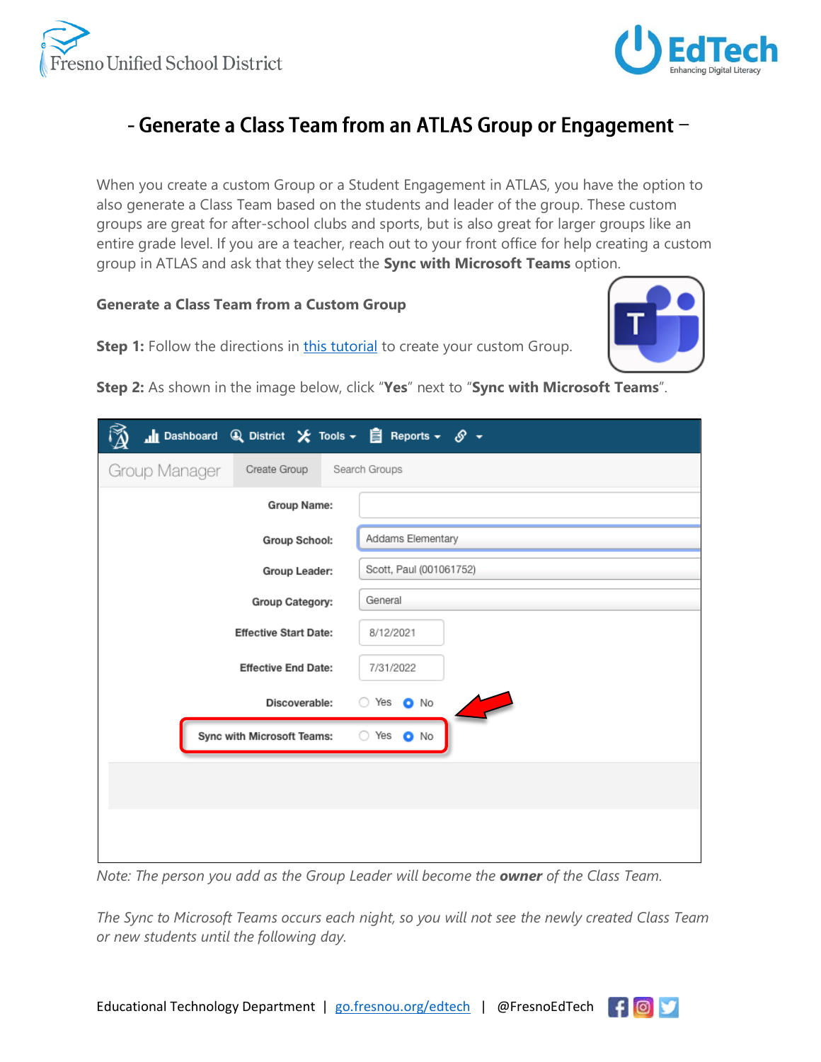# - Generate a Class Team from an ATLAS Group or Engagement –

When you create a custom Group or a Student Engagement in ATLAS, you have the option to also generate a Class Team based on the students and leader of the group. These custom groups are great for after-school clubs and sports, but is also great for larger groups like an entire grade level. If you are a teacher, reach out to your front office for help creating a custom group in ATLAS and ask that they select the **Sync with Microsoft Teams** option.

## Generate a Class Team from a Custom Group

**Step 1:** Follow the directions in this tutorial to create your custom Group.

**Step 2:** As shown in the image below, click "**Yes**" next to "**Sync with Microsoft Teams**".

*Note: The person you add as the Group Leader will become the **owner** of the Class Team.*

*The Sync to Microsoft Teams occurs each night, so you will not see the newly created Class Team or new students until the following day.*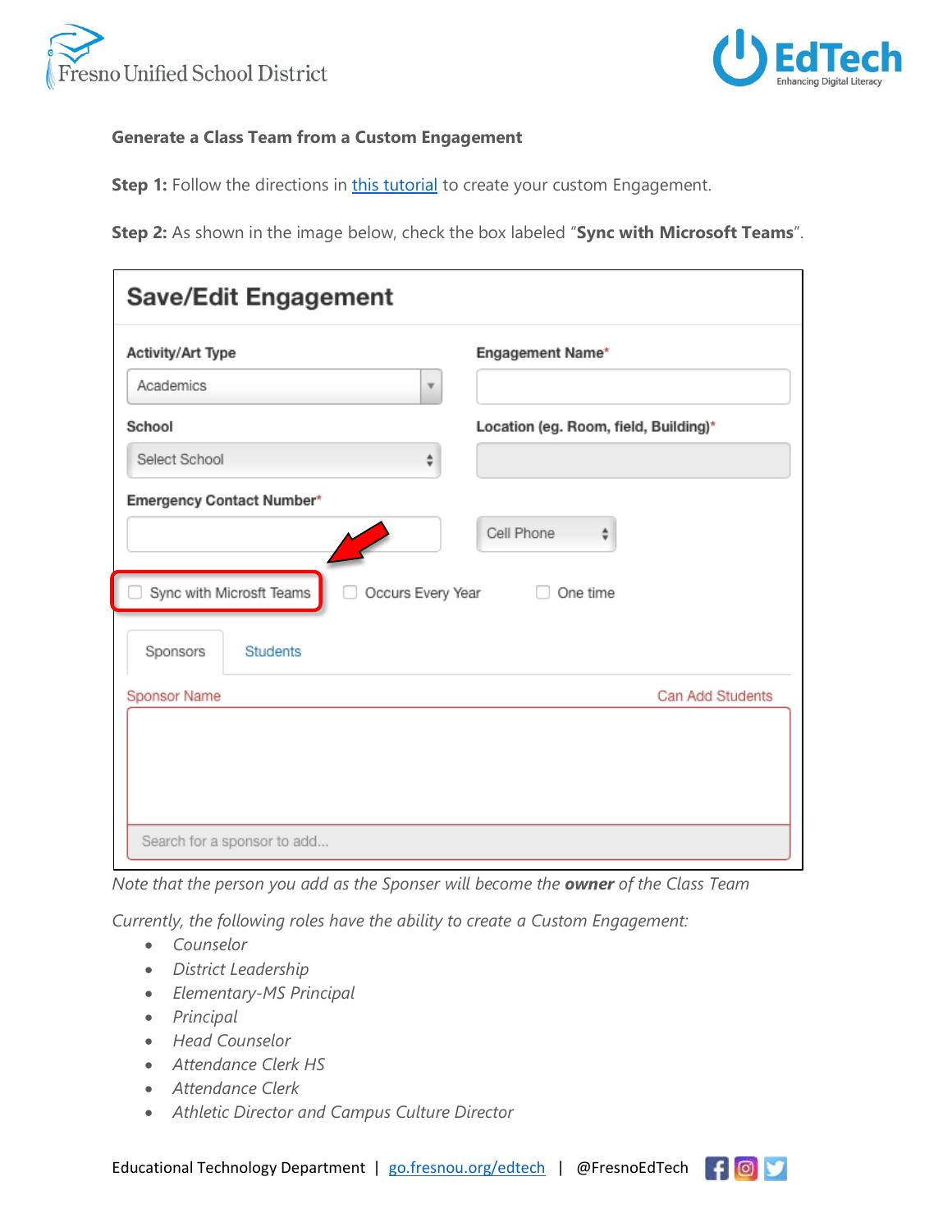**Generate a Class Team from a Custom Engagement**

**Step 1:** Follow the directions in this tutorial to create your custom Engagement.

**Step 2:** As shown in the image below, check the box labeled "**Sync with Microsoft Teams**".

*Note that the person you add as the Sponser will become the **owner** of the Class Team*

*Currently, the following roles have the ability to create a Custom Engagement:*

- *Counselor*
- *District Leadership*
- *Elementary-MS Principal*
- *Principal*
- *Head Counselor*
- *Attendance Clerk HS*
- *Attendance Clerk*
- *Athletic Director and Campus Culture Director*